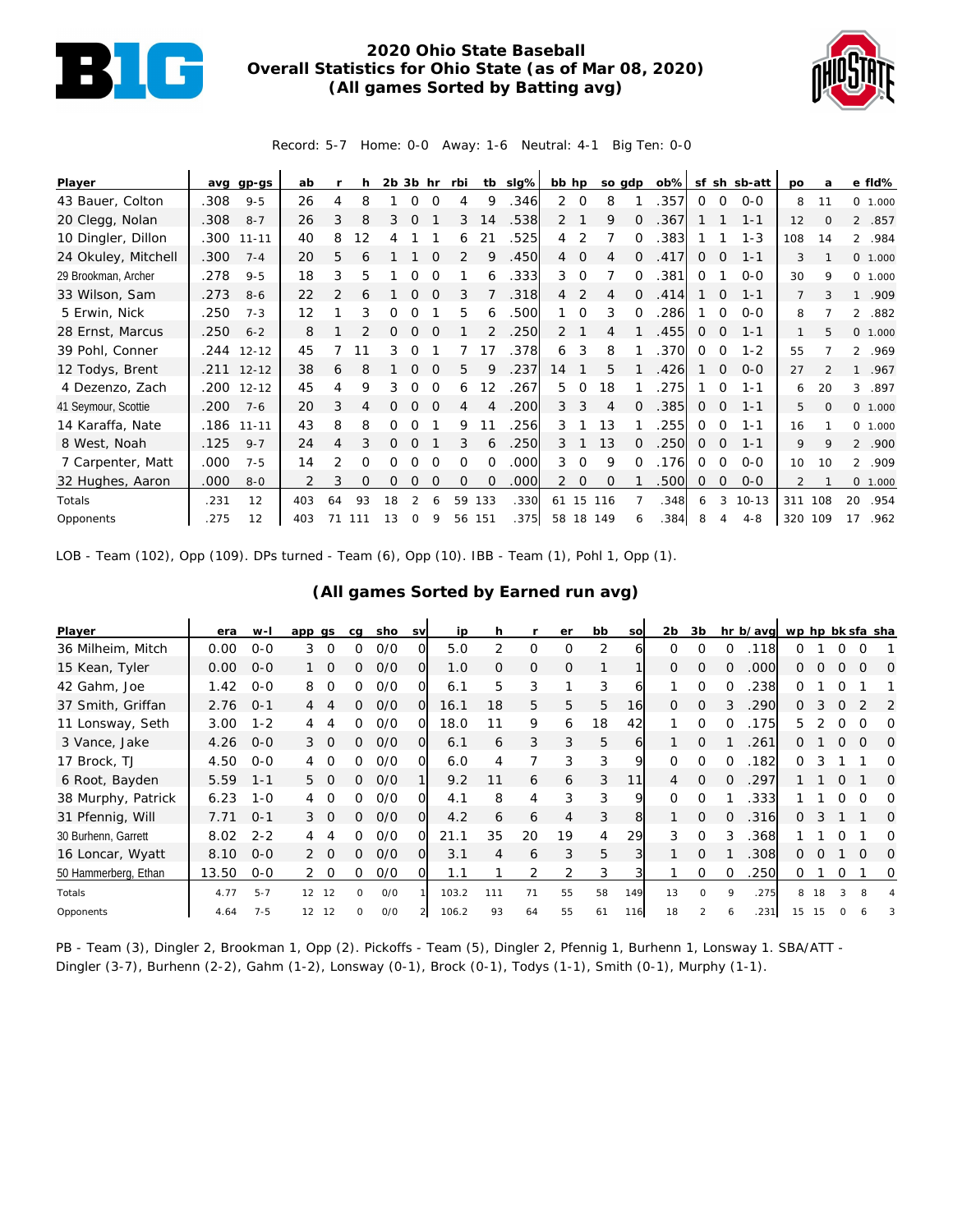# 2020 Ohio State Baseball
## Overall Statistics for Ohio State (as of Mar 08, 2020)
## (All games Sorted by Batting avg)

Record: 5-7 Home: 0-0 Away: 1-6 Neutral: 4-1 Big Ten: 0-0

| Player | avg | gp-gs | ab | r | h | 2b | 3b | hr | rbi | tb | slg% | bb | hp | so | gdp | ob% | sf | sh | sb-att | po | a | e | fld% |
|---|---|---|---|---|---|---|---|---|---|---|---|---|---|---|---|---|---|---|---|---|---|---|---|
| 43 Bauer, Colton | .308 | 9-5 | 26 | 4 | 8 | 1 | 0 | 0 | 4 | 9 | .346 | 2 | 0 | 8 | 1 | .357 | 0 | 0 | 0-0 | 8 | 11 | 0 | 1.000 |
| 20 Clegg, Nolan | .308 | 8-7 | 26 | 3 | 8 | 3 | 0 | 1 | 3 | 14 | .538 | 2 | 1 | 9 | 0 | .367 | 1 | 1 | 1-1 | 12 | 0 | 2 | .857 |
| 10 Dingler, Dillon | .300 | 11-11 | 40 | 8 | 12 | 4 | 1 | 1 | 6 | 21 | .525 | 4 | 2 | 7 | 0 | .383 | 1 | 1 | 1-3 | 108 | 14 | 2 | .984 |
| 24 Okuley, Mitchell | .300 | 7-4 | 20 | 5 | 6 | 1 | 1 | 0 | 2 | 9 | .450 | 4 | 0 | 4 | 0 | .417 | 0 | 0 | 1-1 | 3 | 1 | 0 | 1.000 |
| 29 Brookman, Archer | .278 | 9-5 | 18 | 3 | 5 | 1 | 0 | 0 | 1 | 6 | .333 | 3 | 0 | 7 | 0 | .381 | 0 | 1 | 0-0 | 30 | 9 | 0 | 1.000 |
| 33 Wilson, Sam | .273 | 8-6 | 22 | 2 | 6 | 1 | 0 | 0 | 3 | 7 | .318 | 4 | 2 | 4 | 0 | .414 | 1 | 0 | 1-1 | 7 | 3 | 1 | .909 |
| 5 Erwin, Nick | .250 | 7-3 | 12 | 1 | 3 | 0 | 0 | 1 | 5 | 6 | .500 | 1 | 0 | 3 | 0 | .286 | 1 | 0 | 0-0 | 8 | 7 | 2 | .882 |
| 28 Ernst, Marcus | .250 | 6-2 | 8 | 1 | 2 | 0 | 0 | 0 | 1 | 2 | .250 | 2 | 1 | 4 | 1 | .455 | 0 | 0 | 1-1 | 1 | 5 | 0 | 1.000 |
| 39 Pohl, Conner | .244 | 12-12 | 45 | 7 | 11 | 3 | 0 | 1 | 7 | 17 | .378 | 6 | 3 | 8 | 1 | .370 | 0 | 0 | 1-2 | 55 | 7 | 2 | .969 |
| 12 Todys, Brent | .211 | 12-12 | 38 | 6 | 8 | 1 | 0 | 0 | 5 | 9 | .237 | 14 | 1 | 5 | 1 | .426 | 1 | 0 | 0-0 | 27 | 2 | 1 | .967 |
| 4 Dezenzo, Zach | .200 | 12-12 | 45 | 4 | 9 | 3 | 0 | 0 | 6 | 12 | .267 | 5 | 0 | 18 | 1 | .275 | 1 | 0 | 1-1 | 6 | 20 | 3 | .897 |
| 41 Seymour, Scottie | .200 | 7-6 | 20 | 3 | 4 | 0 | 0 | 0 | 4 | 4 | .200 | 3 | 3 | 4 | 0 | .385 | 0 | 0 | 1-1 | 5 | 0 | 0 | 1.000 |
| 14 Karaffa, Nate | .186 | 11-11 | 43 | 8 | 8 | 0 | 0 | 1 | 9 | 11 | .256 | 3 | 1 | 13 | 1 | .255 | 0 | 0 | 1-1 | 16 | 1 | 0 | 1.000 |
| 8 West, Noah | .125 | 9-7 | 24 | 4 | 3 | 0 | 0 | 1 | 3 | 6 | .250 | 3 | 1 | 13 | 0 | .250 | 0 | 0 | 1-1 | 9 | 9 | 2 | .900 |
| 7 Carpenter, Matt | .000 | 7-5 | 14 | 2 | 0 | 0 | 0 | 0 | 0 | 0 | .000 | 3 | 0 | 9 | 0 | .176 | 0 | 0 | 0-0 | 10 | 10 | 2 | .909 |
| 32 Hughes, Aaron | .000 | 8-0 | 2 | 3 | 0 | 0 | 0 | 0 | 0 | 0 | .000 | 2 | 0 | 0 | 1 | .500 | 0 | 0 | 0-0 | 2 | 1 | 0 | 1.000 |
| Totals | .231 | 12 | 403 | 64 | 93 | 18 | 2 | 6 | 59 | 133 | .330 | 61 | 15 | 116 | 7 | .348 | 6 | 3 | 10-13 | 311 | 108 | 20 | .954 |
| Opponents | .275 | 12 | 403 | 71 | 111 | 13 | 0 | 9 | 56 | 151 | .375 | 58 | 18 | 149 | 6 | .384 | 8 | 4 | 4-8 | 320 | 109 | 17 | .962 |

LOB - Team (102), Opp (109). DPs turned - Team (6), Opp (10). IBB - Team (1), Pohl 1, Opp (1).

## (All games Sorted by Earned run avg)

| Player | era | w-l | app | gs | cg | sho | sv | ip | h | r | er | bb | so | 2b | 3b | hr | b/avg | wp | hp | bk | sfa | sha |
|---|---|---|---|---|---|---|---|---|---|---|---|---|---|---|---|---|---|---|---|---|---|---|
| 36 Milheim, Mitch | 0.00 | 0-0 | 3 | 0 | 0 | 0/0 | 0 | 5.0 | 2 | 0 | 0 | 2 | 6 | 0 | 0 | 0 | .118 | 0 | 1 | 0 | 0 | 1 |
| 15 Kean, Tyler | 0.00 | 0-0 | 1 | 0 | 0 | 0/0 | 0 | 1.0 | 0 | 0 | 0 | 1 | 1 | 0 | 0 | 0 | .000 | 0 | 0 | 0 | 0 | 0 |
| 42 Gahm, Joe | 1.42 | 0-0 | 8 | 0 | 0 | 0/0 | 0 | 6.1 | 5 | 3 | 1 | 3 | 6 | 1 | 0 | 0 | .238 | 0 | 1 | 0 | 1 | 1 |
| 37 Smith, Griffan | 2.76 | 0-1 | 4 | 4 | 0 | 0/0 | 0 | 16.1 | 18 | 5 | 5 | 5 | 16 | 0 | 0 | 3 | .290 | 0 | 3 | 0 | 2 | 2 |
| 11 Lonsway, Seth | 3.00 | 1-2 | 4 | 4 | 0 | 0/0 | 0 | 18.0 | 11 | 9 | 6 | 18 | 42 | 1 | 0 | 0 | .175 | 5 | 2 | 0 | 0 | 0 |
| 3 Vance, Jake | 4.26 | 0-0 | 3 | 0 | 0 | 0/0 | 0 | 6.1 | 6 | 3 | 3 | 5 | 6 | 1 | 0 | 1 | .261 | 0 | 1 | 0 | 0 | 0 |
| 17 Brock, TJ | 4.50 | 0-0 | 4 | 0 | 0 | 0/0 | 0 | 6.0 | 4 | 7 | 3 | 3 | 9 | 0 | 0 | 0 | .182 | 0 | 3 | 1 | 1 | 0 |
| 6 Root, Bayden | 5.59 | 1-1 | 5 | 0 | 0 | 0/0 | 1 | 9.2 | 11 | 6 | 6 | 3 | 11 | 4 | 0 | 0 | .297 | 1 | 1 | 0 | 1 | 0 |
| 38 Murphy, Patrick | 6.23 | 1-0 | 4 | 0 | 0 | 0/0 | 0 | 4.1 | 8 | 4 | 3 | 3 | 9 | 0 | 0 | 1 | .333 | 1 | 1 | 0 | 0 | 0 |
| 31 Pfennig, Will | 7.71 | 0-1 | 3 | 0 | 0 | 0/0 | 0 | 4.2 | 6 | 6 | 4 | 3 | 8 | 1 | 0 | 0 | .316 | 0 | 3 | 1 | 1 | 0 |
| 30 Burhenn, Garrett | 8.02 | 2-2 | 4 | 4 | 0 | 0/0 | 0 | 21.1 | 35 | 20 | 19 | 4 | 29 | 3 | 0 | 3 | .368 | 1 | 1 | 0 | 1 | 0 |
| 16 Loncar, Wyatt | 8.10 | 0-0 | 2 | 0 | 0 | 0/0 | 0 | 3.1 | 4 | 6 | 3 | 5 | 3 | 1 | 0 | 1 | .308 | 0 | 0 | 1 | 0 | 0 |
| 50 Hammerberg, Ethan | 13.50 | 0-0 | 2 | 0 | 0 | 0/0 | 0 | 1.1 | 1 | 2 | 2 | 3 | 3 | 1 | 0 | 0 | .250 | 0 | 1 | 0 | 1 | 0 |
| Totals | 4.77 | 5-7 | 12 | 12 | 0 | 0/0 | 1 | 103.2 | 111 | 71 | 55 | 58 | 149 | 13 | 0 | 9 | .275 | 8 | 18 | 3 | 8 | 4 |
| Opponents | 4.64 | 7-5 | 12 | 12 | 0 | 0/0 | 2 | 106.2 | 93 | 64 | 55 | 61 | 116 | 18 | 2 | 6 | .231 | 15 | 15 | 0 | 6 | 3 |

PB - Team (3), Dingler 2, Brookman 1, Opp (2). Pickoffs - Team (5), Dingler 2, Pfennig 1, Burhenn 1, Lonsway 1. SBA/ATT - Dingler (3-7), Burhenn (2-2), Gahm (1-2), Lonsway (0-1), Brock (0-1), Todys (1-1), Smith (0-1), Murphy (1-1).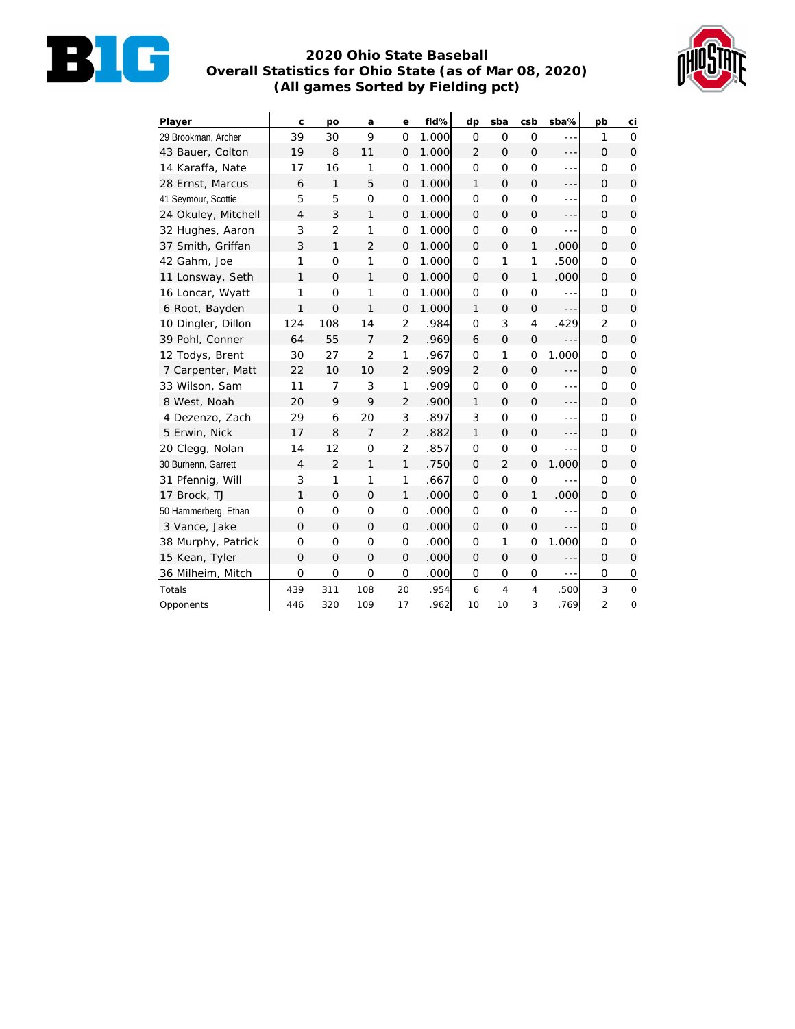## 2020 Ohio State Baseball
## Overall Statistics for Ohio State (as of Mar 08, 2020)
## (All games Sorted by Fielding pct)

| Player | c | po | a | e | fld% | dp | sba | csb | sba% | pb | ci |
|---|---|---|---|---|---|---|---|---|---|---|---|
| 29 Brookman, Archer | 39 | 30 | 9 | 0 | 1.000 | 0 | 0 | 0 | --- | 1 | 0 |
| 43 Bauer, Colton | 19 | 8 | 11 | 0 | 1.000 | 2 | 0 | 0 | --- | 0 | 0 |
| 14 Karaffa, Nate | 17 | 16 | 1 | 0 | 1.000 | 0 | 0 | 0 | --- | 0 | 0 |
| 28 Ernst, Marcus | 6 | 1 | 5 | 0 | 1.000 | 1 | 0 | 0 | --- | 0 | 0 |
| 41 Seymour, Scottie | 5 | 5 | 0 | 0 | 1.000 | 0 | 0 | 0 | --- | 0 | 0 |
| 24 Okuley, Mitchell | 4 | 3 | 1 | 0 | 1.000 | 0 | 0 | 0 | --- | 0 | 0 |
| 32 Hughes, Aaron | 3 | 2 | 1 | 0 | 1.000 | 0 | 0 | 0 | --- | 0 | 0 |
| 37 Smith, Griffan | 3 | 1 | 2 | 0 | 1.000 | 0 | 0 | 1 | .000 | 0 | 0 |
| 42 Gahm, Joe | 1 | 0 | 1 | 0 | 1.000 | 0 | 1 | 1 | .500 | 0 | 0 |
| 11 Lonsway, Seth | 1 | 0 | 1 | 0 | 1.000 | 0 | 0 | 1 | .000 | 0 | 0 |
| 16 Loncar, Wyatt | 1 | 0 | 1 | 0 | 1.000 | 0 | 0 | 0 | --- | 0 | 0 |
| 6 Root, Bayden | 1 | 0 | 1 | 0 | 1.000 | 1 | 0 | 0 | --- | 0 | 0 |
| 10 Dingler, Dillon | 124 | 108 | 14 | 2 | .984 | 0 | 3 | 4 | .429 | 2 | 0 |
| 39 Pohl, Conner | 64 | 55 | 7 | 2 | .969 | 6 | 0 | 0 | --- | 0 | 0 |
| 12 Todys, Brent | 30 | 27 | 2 | 1 | .967 | 0 | 1 | 0 | 1.000 | 0 | 0 |
| 7 Carpenter, Matt | 22 | 10 | 10 | 2 | .909 | 2 | 0 | 0 | --- | 0 | 0 |
| 33 Wilson, Sam | 11 | 7 | 3 | 1 | .909 | 0 | 0 | 0 | --- | 0 | 0 |
| 8 West, Noah | 20 | 9 | 9 | 2 | .900 | 1 | 0 | 0 | --- | 0 | 0 |
| 4 Dezenzo, Zach | 29 | 6 | 20 | 3 | .897 | 3 | 0 | 0 | --- | 0 | 0 |
| 5 Erwin, Nick | 17 | 8 | 7 | 2 | .882 | 1 | 0 | 0 | --- | 0 | 0 |
| 20 Clegg, Nolan | 14 | 12 | 0 | 2 | .857 | 0 | 0 | 0 | --- | 0 | 0 |
| 30 Burhenn, Garrett | 4 | 2 | 1 | 1 | .750 | 0 | 2 | 0 | 1.000 | 0 | 0 |
| 31 Pfennig, Will | 3 | 1 | 1 | 1 | .667 | 0 | 0 | 0 | --- | 0 | 0 |
| 17 Brock, TJ | 1 | 0 | 0 | 1 | .000 | 0 | 0 | 1 | .000 | 0 | 0 |
| 50 Hammerberg, Ethan | 0 | 0 | 0 | 0 | .000 | 0 | 0 | 0 | --- | 0 | 0 |
| 3 Vance, Jake | 0 | 0 | 0 | 0 | .000 | 0 | 0 | 0 | --- | 0 | 0 |
| 38 Murphy, Patrick | 0 | 0 | 0 | 0 | .000 | 0 | 1 | 0 | 1.000 | 0 | 0 |
| 15 Kean, Tyler | 0 | 0 | 0 | 0 | .000 | 0 | 0 | 0 | --- | 0 | 0 |
| 36 Milheim, Mitch | 0 | 0 | 0 | 0 | .000 | 0 | 0 | 0 | --- | 0 | 0 |
| Totals | 439 | 311 | 108 | 20 | .954 | 6 | 4 | 4 | .500 | 3 | 0 |
| Opponents | 446 | 320 | 109 | 17 | .962 | 10 | 10 | 3 | .769 | 2 | 0 |